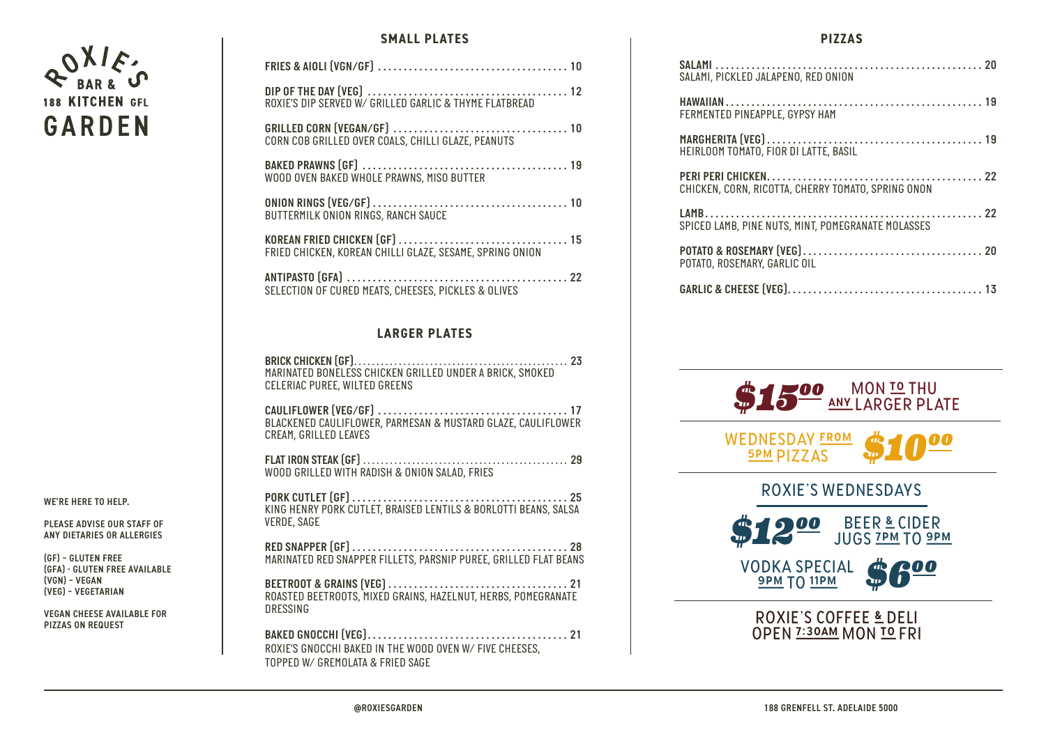# ROXIE'S BAR & KITCHEN 188 GFL GARDEN

WE'RE HERE TO HELP.

PLEASE ADVISE OUR STAFF OF ANY DIETARIES OR ALLERGIES

(GF) - GLUTEN FREE
(GFA) - GLUTEN FREE AVAILABLE
(VGN) - VEGAN
(VEG) - VEGETARIAN

VEGAN CHEESE AVAILABLE FOR PIZZAS ON REQUEST

## SMALL PLATES

**FRIES & AIOLI (VGN/GF)** ..... 10

**DIP OF THE DAY (VEG)** ..... 12
ROXIE'S DIP SERVED W/ GRILLED GARLIC & THYME FLATBREAD

**GRILLED CORN (VEGAN/GF)** ..... 10
CORN COB GRILLED OVER COALS, CHILLI GLAZE, PEANUTS

**BAKED PRAWNS (GF)** ..... 19
WOOD OVEN BAKED WHOLE PRAWNS, MISO BUTTER

**ONION RINGS (VEG/GF)** ..... 10
BUTTERMILK ONION RINGS, RANCH SAUCE

**KOREAN FRIED CHICKEN (GF)** ..... 15
FRIED CHICKEN, KOREAN CHILLI GLAZE, SESAME, SPRING ONION

**ANTIPASTO (GFA)** ..... 22
SELECTION OF CURED MEATS, CHEESES, PICKLES & OLIVES

## LARGER PLATES

**BRICK CHICKEN (GF)** ..... 23
MARINATED BONELESS CHICKEN GRILLED UNDER A BRICK, SMOKED CELERIAC PUREE, WILTED GREENS

**CAULIFLOWER (VEG/GF)** ..... 17
BLACKENED CAULIFLOWER, PARMESAN & MUSTARD GLAZE, CAULIFLOWER CREAM, GRILLED LEAVES

**FLAT IRON STEAK (GF)** ..... 29
WOOD GRILLED WITH RADISH & ONION SALAD, FRIES

**PORK CUTLET (GF)** ..... 25
KING HENRY PORK CUTLET, BRAISED LENTILS & BORLOTTI BEANS, SALSA VERDE, SAGE

**RED SNAPPER (GF)** ..... 28
MARINATED RED SNAPPER FILLETS, PARSNIP PUREE, GRILLED FLAT BEANS

**BEETROOT & GRAINS (VEG)** ..... 21
ROASTED BEETROOTS, MIXED GRAINS, HAZELNUT, HERBS, POMEGRANATE DRESSING

**BAKED GNOCCHI (VEG)** ..... 21
ROXIE'S GNOCCHI BAKED IN THE WOOD OVEN W/ FIVE CHEESES, TOPPED W/ GREMOLATA & FRIED SAGE

## PIZZAS

**SALAMI** ..... 20
SALAMI, PICKLED JALAPENO, RED ONION

**HAWAIIAN** ..... 19
FERMENTED PINEAPPLE, GYPSY HAM

**MARGHERITA (VEG)** ..... 19
HEIRLOOM TOMATO, FIOR DI LATTE, BASIL

**PERI PERI CHICKEN** ..... 22
CHICKEN, CORN, RICOTTA, CHERRY TOMATO, SPRING ONION

**LAMB** ..... 22
SPICED LAMB, PINE NUTS, MINT, POMEGRANATE MOLASSES

**POTATO & ROSEMARY (VEG)** ..... 20
POTATO, ROSEMARY, GARLIC OIL

**GARLIC & CHEESE (VEG)** ..... 13

**$15.00** MON TO THU ANY LARGER PLATE

WEDNESDAY FROM 5PM PIZZAS **$10.00**

## ROXIE'S WEDNESDAYS

**$12.00** BEER & CIDER JUGS 7PM TO 9PM

VODKA SPECIAL 9PM TO 11PM **$6.00**

ROXIE'S COFFEE & DELI OPEN 7:30AM MON TO FRI

@ROXIESGARDEN

188 GRENFELL ST. ADELAIDE 5000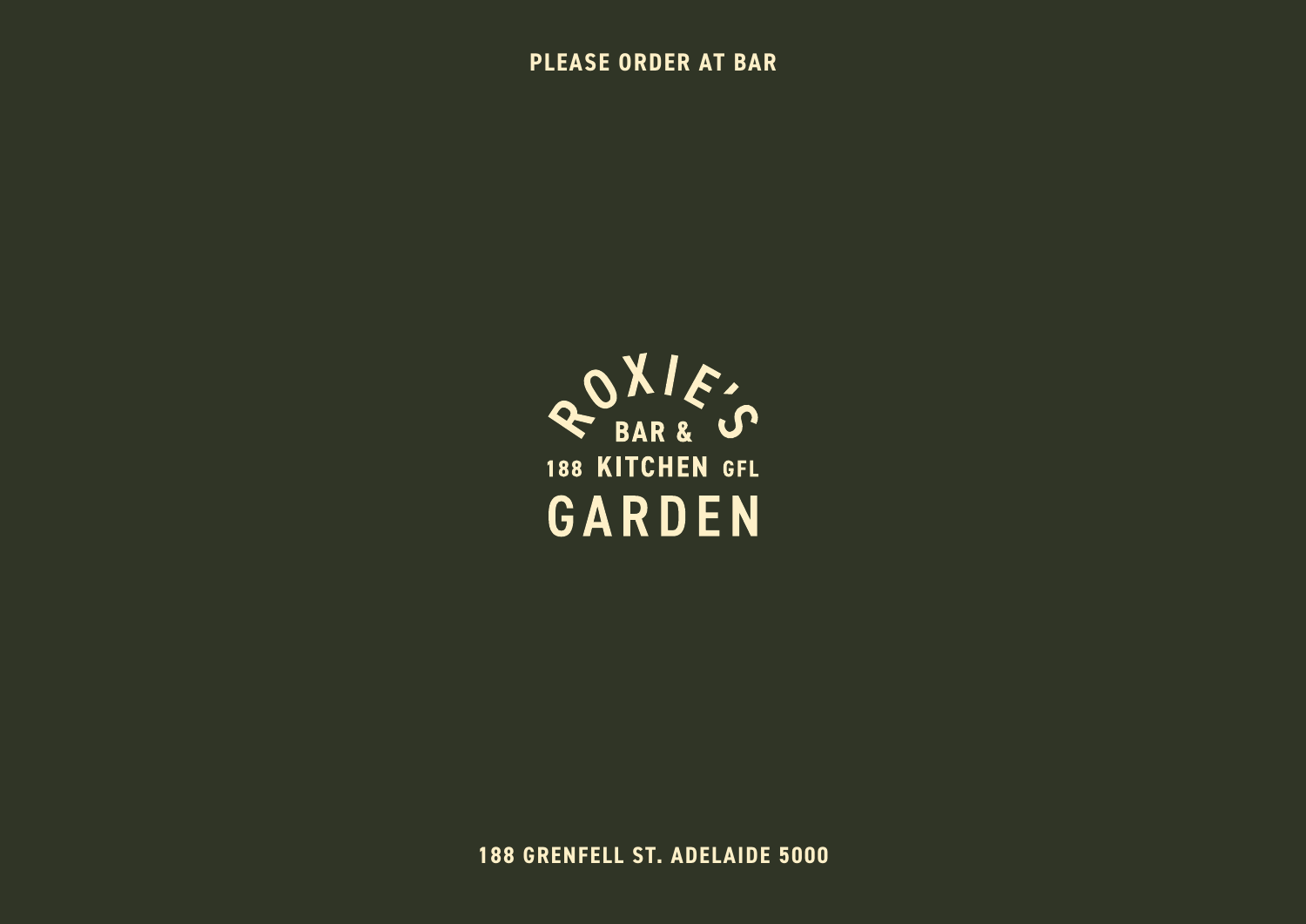PLEASE ORDER AT BAR

# ROXIE'S

BAR &

188 KITCHEN GFL

GARDEN

188 GRENFELL ST. ADELAIDE 5000